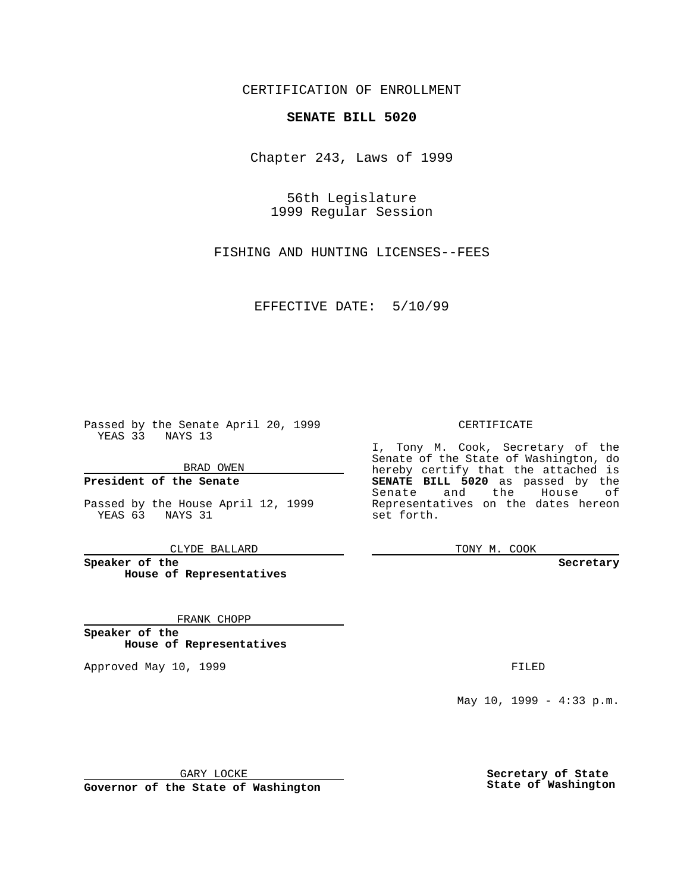CERTIFICATION OF ENROLLMENT

**SENATE BILL 5020**

Chapter 243, Laws of 1999

56th Legislature
1999 Regular Session

FISHING AND HUNTING LICENSES--FEES

EFFECTIVE DATE: 5/10/99

Passed by the Senate April 20, 1999
YEAS 33 NAYS 13

BRAD OWEN

**President of the Senate**

Passed by the House April 12, 1999
YEAS 63 NAYS 31

CLYDE BALLARD

**Speaker of the House of Representatives**

FRANK CHOPP

**Speaker of the House of Representatives**

Approved May 10, 1999

GARY LOCKE

**Governor of the State of Washington**

CERTIFICATE

I, Tony M. Cook, Secretary of the Senate of the State of Washington, do hereby certify that the attached is **SENATE BILL 5020** as passed by the Senate and the House of Representatives on the dates hereon set forth.

TONY M. COOK

**Secretary**

FILED

May 10, 1999 - 4:33 p.m.

**Secretary of State**
**State of Washington**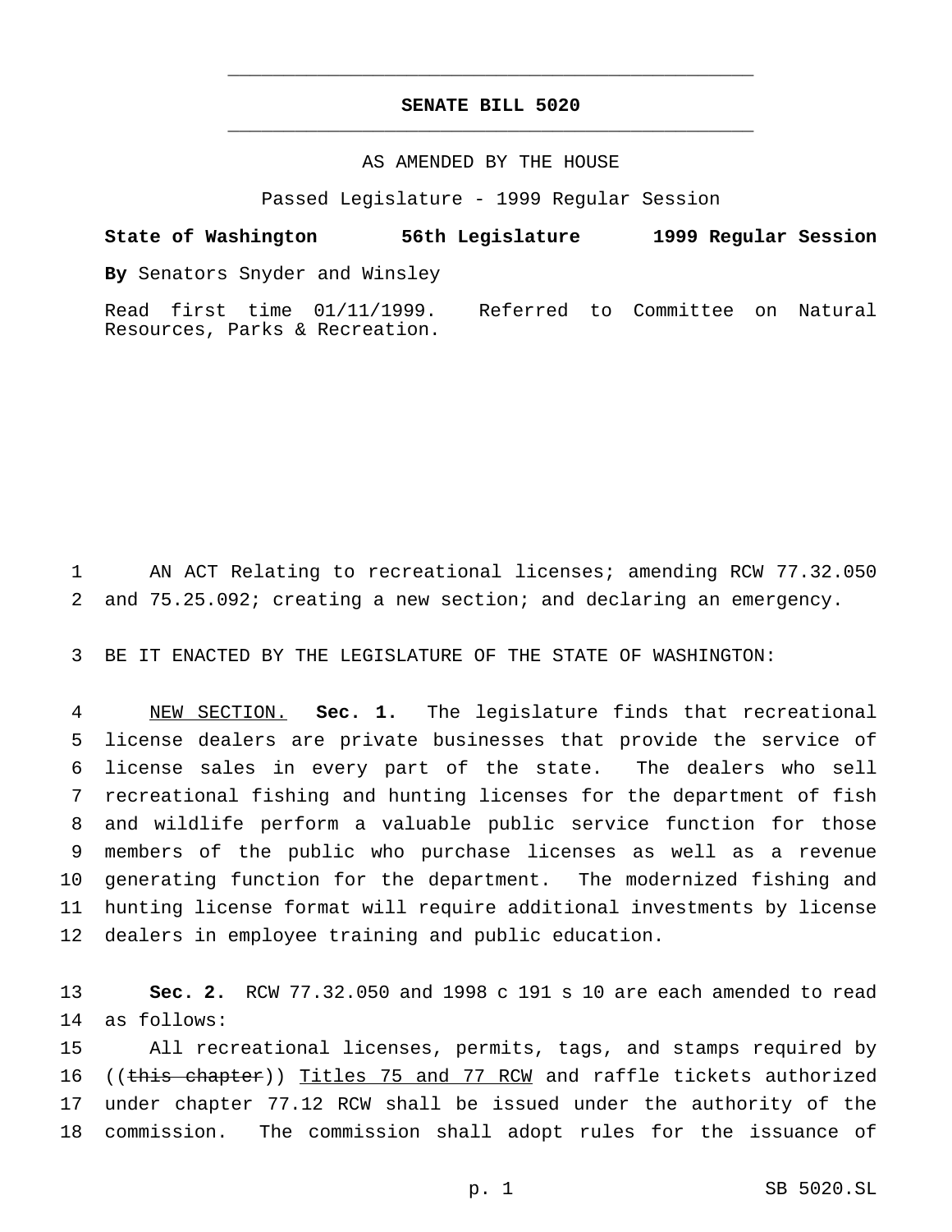# SENATE BILL 5020

AS AMENDED BY THE HOUSE

Passed Legislature - 1999 Regular Session

**State of Washington 56th Legislature 1999 Regular Session**

**By** Senators Snyder and Winsley

Read first time 01/11/1999. Referred to Committee on Natural Resources, Parks & Recreation.

1 AN ACT Relating to recreational licenses; amending RCW 77.32.050
2 and 75.25.092; creating a new section; and declaring an emergency.

3 BE IT ENACTED BY THE LEGISLATURE OF THE STATE OF WASHINGTON:

4 NEW SECTION. **Sec. 1.** The legislature finds that recreational
5 license dealers are private businesses that provide the service of
6 license sales in every part of the state. The dealers who sell
7 recreational fishing and hunting licenses for the department of fish
8 and wildlife perform a valuable public service function for those
9 members of the public who purchase licenses as well as a revenue
10 generating function for the department. The modernized fishing and
11 hunting license format will require additional investments by license
12 dealers in employee training and public education.

13 **Sec. 2.** RCW 77.32.050 and 1998 c 191 s 10 are each amended to read
14 as follows:

15 All recreational licenses, permits, tags, and stamps required by
16 ((~~this chapter~~)) Titles 75 and 77 RCW and raffle tickets authorized
17 under chapter 77.12 RCW shall be issued under the authority of the
18 commission. The commission shall adopt rules for the issuance of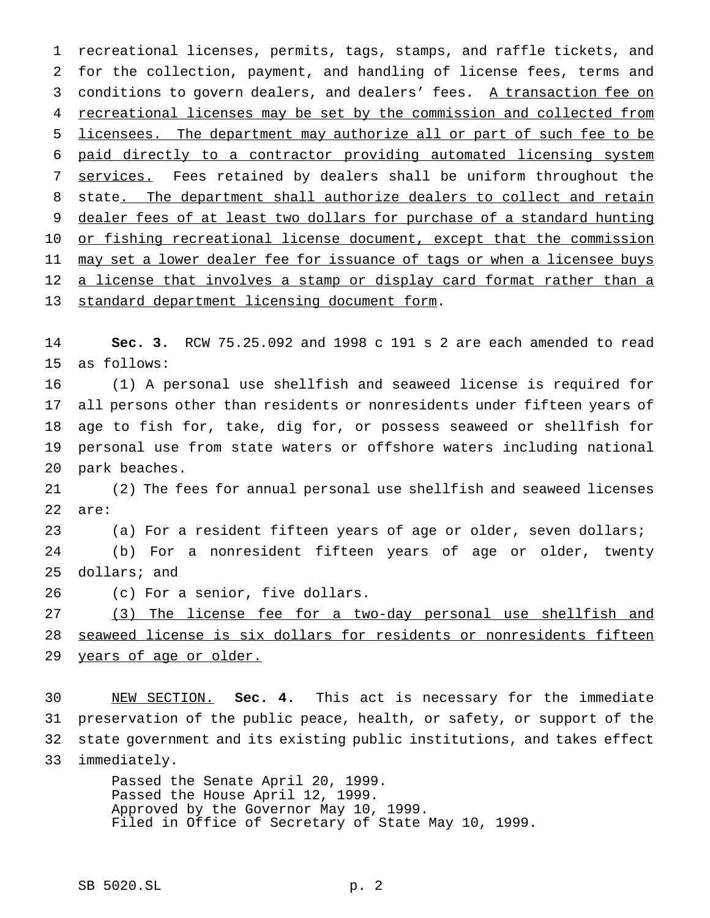recreational licenses, permits, tags, stamps, and raffle tickets, and for the collection, payment, and handling of license fees, terms and conditions to govern dealers, and dealers' fees. <u>A transaction fee on recreational licenses may be set by the commission and collected from licensees. The department may authorize all or part of such fee to be paid directly to a contractor providing automated licensing system services.</u> Fees retained by dealers shall be uniform throughout the state<u>. The department shall authorize dealers to collect and retain dealer fees of at least two dollars for purchase of a standard hunting or fishing recreational license document, except that the commission may set a lower dealer fee for issuance of tags or when a licensee buys a license that involves a stamp or display card format rather than a standard department licensing document form</u>.

**Sec. 3.** RCW 75.25.092 and 1998 c 191 s 2 are each amended to read as follows:

(1) A personal use shellfish and seaweed license is required for all persons other than residents or nonresidents under fifteen years of age to fish for, take, dig for, or possess seaweed or shellfish for personal use from state waters or offshore waters including national park beaches.

(2) The fees for annual personal use shellfish and seaweed licenses are:

(a) For a resident fifteen years of age or older, seven dollars;

(b) For a nonresident fifteen years of age or older, twenty dollars; and

(c) For a senior, five dollars.

<u>(3) The license fee for a two-day personal use shellfish and seaweed license is six dollars for residents or nonresidents fifteen years of age or older.</u>

<u>NEW SECTION.</u> **Sec. 4.** This act is necessary for the immediate preservation of the public peace, health, or safety, or support of the state government and its existing public institutions, and takes effect immediately.

Passed the Senate April 20, 1999.
Passed the House April 12, 1999.
Approved by the Governor May 10, 1999.
Filed in Office of Secretary of State May 10, 1999.